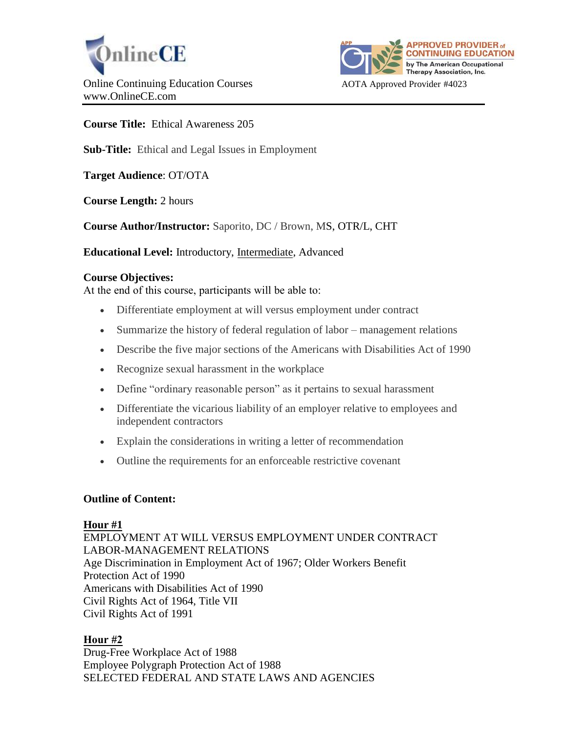OnlineCE

Online Continuing Education Courses
www.OnlineCE.com

APPROVED PROVIDER of CONTINUING EDUCATION by The American Occupational Therapy Association, Inc.

AOTA Approved Provider #4023

**Course Title:** Ethical Awareness 205

**Sub-Title:** Ethical and Legal Issues in Employment

**Target Audience**: OT/OTA

**Course Length:** 2 hours

**Course Author/Instructor:** Saporito, DC / Brown, MS, OTR/L, CHT

**Educational Level:** Introductory, <u>Intermediate</u>, Advanced

**Course Objectives:**
At the end of this course, participants will be able to:

- Differentiate employment at will versus employment under contract
- Summarize the history of federal regulation of labor – management relations
- Describe the five major sections of the Americans with Disabilities Act of 1990
- Recognize sexual harassment in the workplace
- Define "ordinary reasonable person" as it pertains to sexual harassment
- Differentiate the vicarious liability of an employer relative to employees and independent contractors
- Explain the considerations in writing a letter of recommendation
- Outline the requirements for an enforceable restrictive covenant

**Outline of Content:**

**<u>Hour #1</u>**
EMPLOYMENT AT WILL VERSUS EMPLOYMENT UNDER CONTRACT
LABOR-MANAGEMENT RELATIONS
Age Discrimination in Employment Act of 1967; Older Workers Benefit Protection Act of 1990
Americans with Disabilities Act of 1990
Civil Rights Act of 1964, Title VII
Civil Rights Act of 1991

**<u>Hour #2</u>**
Drug-Free Workplace Act of 1988
Employee Polygraph Protection Act of 1988
SELECTED FEDERAL AND STATE LAWS AND AGENCIES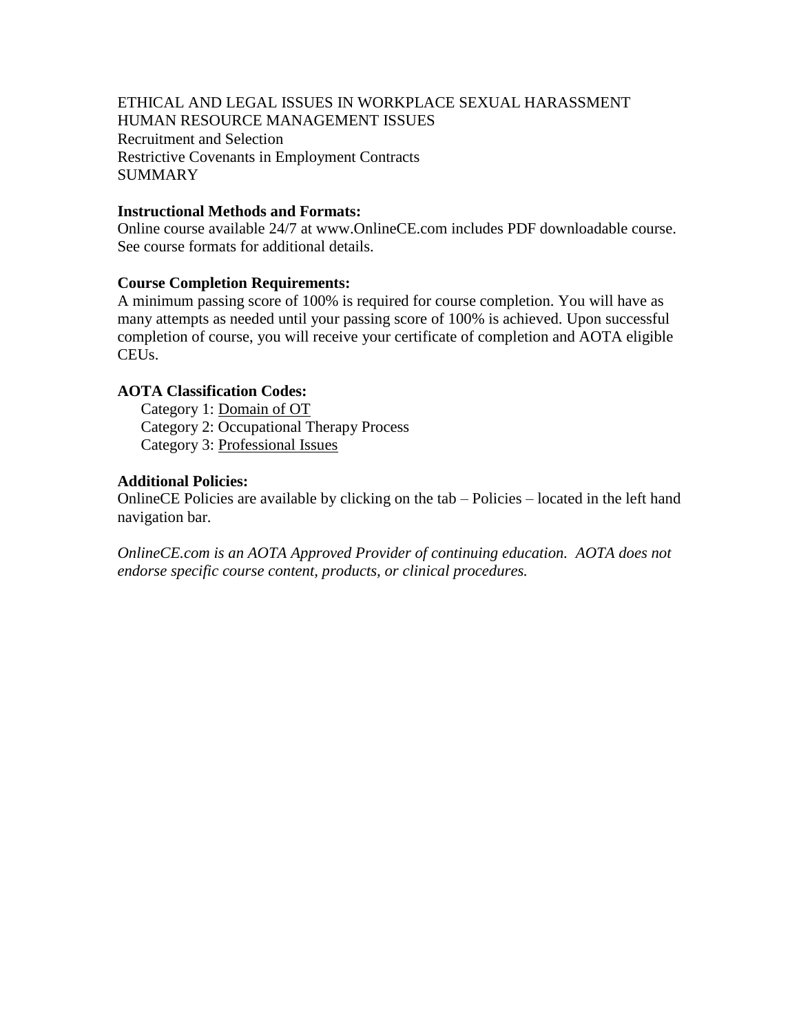ETHICAL AND LEGAL ISSUES IN WORKPLACE SEXUAL HARASSMENT
HUMAN RESOURCE MANAGEMENT ISSUES
Recruitment and Selection
Restrictive Covenants in Employment Contracts
SUMMARY

**Instructional Methods and Formats:**
Online course available 24/7 at www.OnlineCE.com includes PDF downloadable course. See course formats for additional details.

**Course Completion Requirements:**
A minimum passing score of 100% is required for course completion. You will have as many attempts as needed until your passing score of 100% is achieved. Upon successful completion of course, you will receive your certificate of completion and AOTA eligible CEUs.

**AOTA Classification Codes:**

Category 1: Domain of OT
Category 2: Occupational Therapy Process
Category 3: Professional Issues

**Additional Policies:**
OnlineCE Policies are available by clicking on the tab – Policies – located in the left hand navigation bar.

*OnlineCE.com is an AOTA Approved Provider of continuing education. AOTA does not endorse specific course content, products, or clinical procedures.*